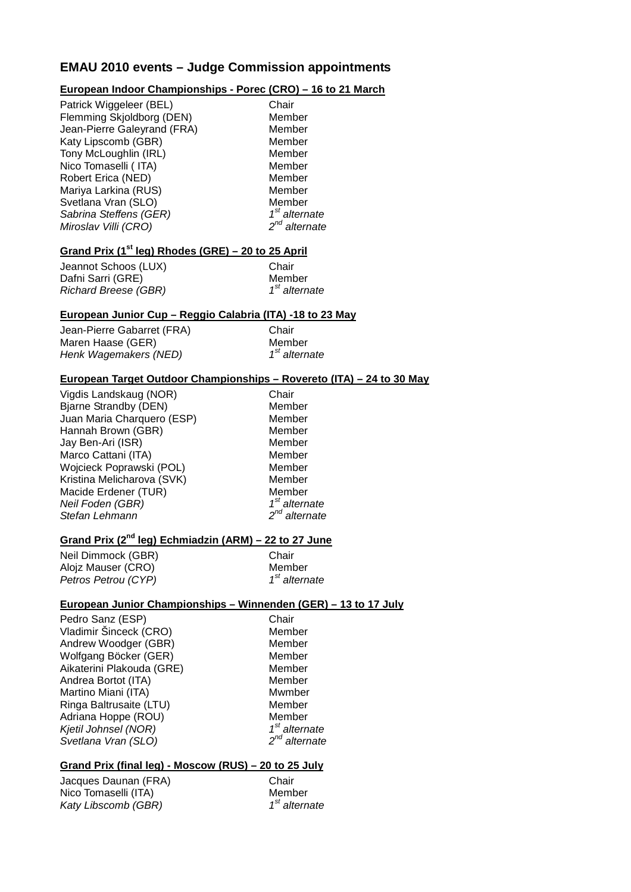## EMAU 2010 events – Judge Commission appointments

### European Indoor Championships - Porec (CRO) – 16 to 21 March

| | |
|---|---|
| Patrick Wiggeleer (BEL) | Chair |
| Flemming Skjoldborg (DEN) | Member |
| Jean-Pierre Galeyrand (FRA) | Member |
| Katy Lipscomb (GBR) | Member |
| Tony McLoughlin (IRL) | Member |
| Nico Tomaselli ( ITA) | Member |
| Robert Erica (NED) | Member |
| Mariya Larkina (RUS) | Member |
| Svetlana Vran (SLO) | Member |
| *Sabrina Steffens (GER)* | *1st alternate* |
| *Miroslav Villi (CRO)* | *2nd alternate* |

### Grand Prix (1st leg) Rhodes (GRE) – 20 to 25 April

| | |
|---|---|
| Jeannot Schoos (LUX) | Chair |
| Dafni Sarri (GRE) | Member |
| *Richard Breese (GBR)* | *1st alternate* |

### European Junior Cup – Reggio Calabria (ITA) -18 to 23 May

| | |
|---|---|
| Jean-Pierre Gabarret (FRA) | Chair |
| Maren Haase (GER) | Member |
| *Henk Wagemakers (NED)* | *1st alternate* |

### European Target Outdoor Championships – Rovereto (ITA) – 24 to 30 May

| | |
|---|---|
| Vigdis Landskaug (NOR) | Chair |
| Bjarne Strandby (DEN) | Member |
| Juan Maria Charquero (ESP) | Member |
| Hannah Brown (GBR) | Member |
| Jay Ben-Ari (ISR) | Member |
| Marco Cattani (ITA) | Member |
| Wojcieck Poprawski (POL) | Member |
| Kristina Melicharova (SVK) | Member |
| Macide Erdener (TUR) | Member |
| *Neil Foden (GBR)* | *1st alternate* |
| *Stefan Lehmann* | *2nd alternate* |

### Grand Prix (2nd leg) Echmiadzin (ARM) – 22 to 27 June

| | |
|---|---|
| Neil Dimmock (GBR) | Chair |
| Alojz Mauser (CRO) | Member |
| *Petros Petrou (CYP)* | *1st alternate* |

### European Junior Championships – Winnenden (GER) – 13 to 17 July

| | |
|---|---|
| Pedro Sanz (ESP) | Chair |
| Vladimir Šinceck (CRO) | Member |
| Andrew Woodger (GBR) | Member |
| Wolfgang Böcker (GER) | Member |
| Aikaterini Plakouda (GRE) | Member |
| Andrea Bortot (ITA) | Member |
| Martino Miani (ITA) | Mwmber |
| Ringa Baltrusaite (LTU) | Member |
| Adriana Hoppe (ROU) | Member |
| *Kjetil Johnsel (NOR)* | *1st alternate* |
| *Svetlana Vran (SLO)* | *2nd alternate* |

### Grand Prix (final leg) - Moscow (RUS) – 20 to 25 July

| | |
|---|---|
| Jacques Daunan (FRA) | Chair |
| Nico Tomaselli (ITA) | Member |
| *Katy Libscomb (GBR)* | *1st alternate* |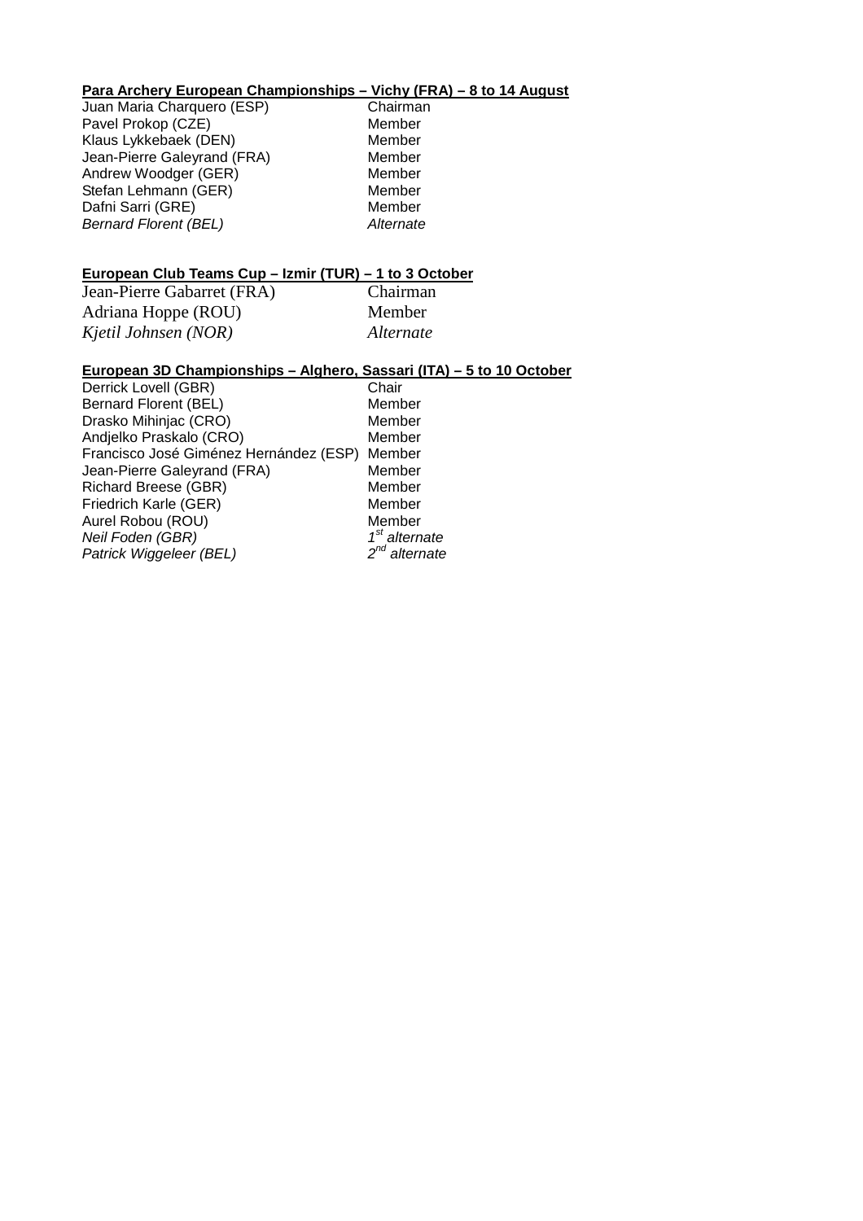**Para Archery European Championships – Vichy (FRA) – 8 to 14 August**

| | |
|---|---|
| Juan Maria Charquero (ESP) | Chairman |
| Pavel Prokop (CZE) | Member |
| Klaus Lykkebaek (DEN) | Member |
| Jean-Pierre Galeyrand (FRA) | Member |
| Andrew Woodger (GER) | Member |
| Stefan Lehmann (GER) | Member |
| Dafni Sarri (GRE) | Member |
| *Bernard Florent (BEL)* | *Alternate* |

**European Club Teams Cup – Izmir (TUR) – 1 to 3 October**

| | |
|---|---|
| Jean-Pierre Gabarret (FRA) | Chairman |
| Adriana Hoppe (ROU) | Member |
| *Kjetil Johnsen (NOR)* | *Alternate* |

**European 3D Championships – Alghero, Sassari (ITA) – 5 to 10 October**

| | |
|---|---|
| Derrick Lovell (GBR) | Chair |
| Bernard Florent (BEL) | Member |
| Drasko Mihinjac (CRO) | Member |
| Andjelko Praskalo (CRO) | Member |
| Francisco José Giménez Hernández (ESP) | Member |
| Jean-Pierre Galeyrand (FRA) | Member |
| Richard Breese (GBR) | Member |
| Friedrich Karle (GER) | Member |
| Aurel Robou (ROU) | Member |
| *Neil Foden (GBR)* | *1st alternate* |
| *Patrick Wiggeleer (BEL)* | *2nd alternate* |